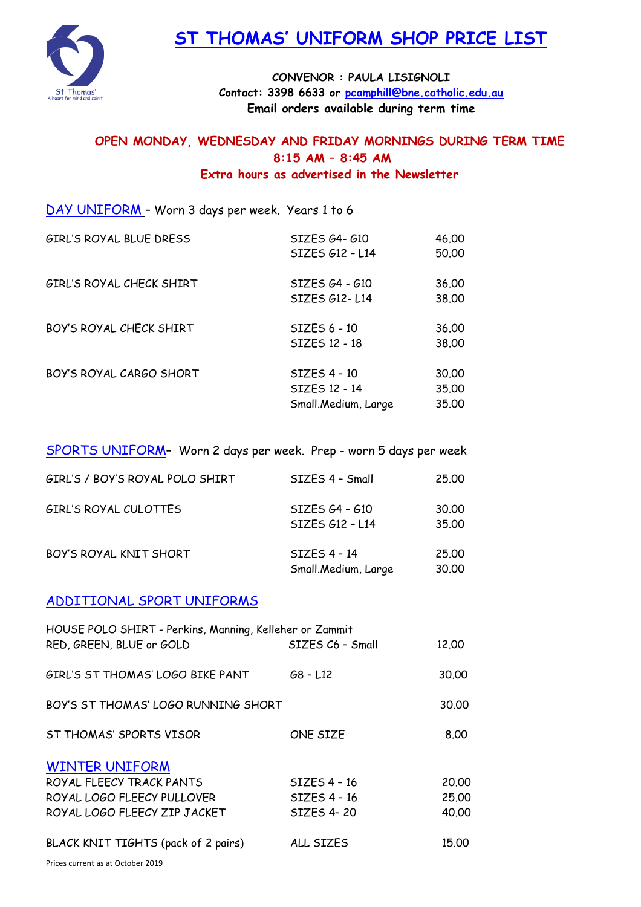# ST THOMAS' UNIFORM SHOP PRICE LIST

St Thomas'
A heart for mind and spirit

**CONVENOR : PAULA LISIGNOLI**
**Contact: 3398 6633 or pcamphill@bne.catholic.edu.au**
**Email orders available during term time**

**OPEN MONDAY, WEDNESDAY AND FRIDAY MORNINGS DURING TERM TIME**
**8:15 AM – 8:45 AM**
**Extra hours as advertised in the Newsletter**

## DAY UNIFORM – Worn 3 days per week. Years 1 to 6

| Item | Sizes | Price |
|---|---|---|
| GIRL'S ROYAL BLUE DRESS | SIZES G4- G10 | 46.00 |
| | SIZES G12 – L14 | 50.00 |
| GIRL'S ROYAL CHECK SHIRT | SIZES G4 - G10 | 36.00 |
| | SIZES G12- L14 | 38.00 |
| BOY'S ROYAL CHECK SHIRT | SIZES 6 - 10 | 36.00 |
| | SIZES 12 - 18 | 38.00 |
| BOY'S ROYAL CARGO SHORT | SIZES 4 – 10 | 30.00 |
| | SIZES 12 - 14 | 35.00 |
| | Small.Medium, Large | 35.00 |

## SPORTS UNIFORM– Worn 2 days per week. Prep - worn 5 days per week

| Item | Sizes | Price |
|---|---|---|
| GIRL'S / BOY'S ROYAL POLO SHIRT | SIZES 4 – Small | 25.00 |
| GIRL'S ROYAL CULOTTES | SIZES G4 – G10 | 30.00 |
| | SIZES G12 – L14 | 35.00 |
| BOY'S ROYAL KNIT SHORT | SIZES 4 – 14 | 25.00 |
| | Small.Medium, Large | 30.00 |

## ADDITIONAL SPORT UNIFORMS

| Item | Sizes | Price |
|---|---|---|
| HOUSE POLO SHIRT - Perkins, Manning, Kelleher or Zammit RED, GREEN, BLUE or GOLD | SIZES C6 – Small | 12.00 |
| GIRL'S ST THOMAS' LOGO BIKE PANT | G8 – L12 | 30.00 |
| BOY'S ST THOMAS' LOGO RUNNING SHORT | | 30.00 |
| ST THOMAS' SPORTS VISOR | ONE SIZE | 8.00 |

## WINTER UNIFORM

| Item | Sizes | Price |
|---|---|---|
| ROYAL FLEECY TRACK PANTS | SIZES 4 – 16 | 20.00 |
| ROYAL LOGO FLEECY PULLOVER | SIZES 4 – 16 | 25.00 |
| ROYAL LOGO FLEECY ZIP JACKET | SIZES 4– 20 | 40.00 |
| BLACK KNIT TIGHTS (pack of 2 pairs) | ALL SIZES | 15.00 |

Prices current as at October 2019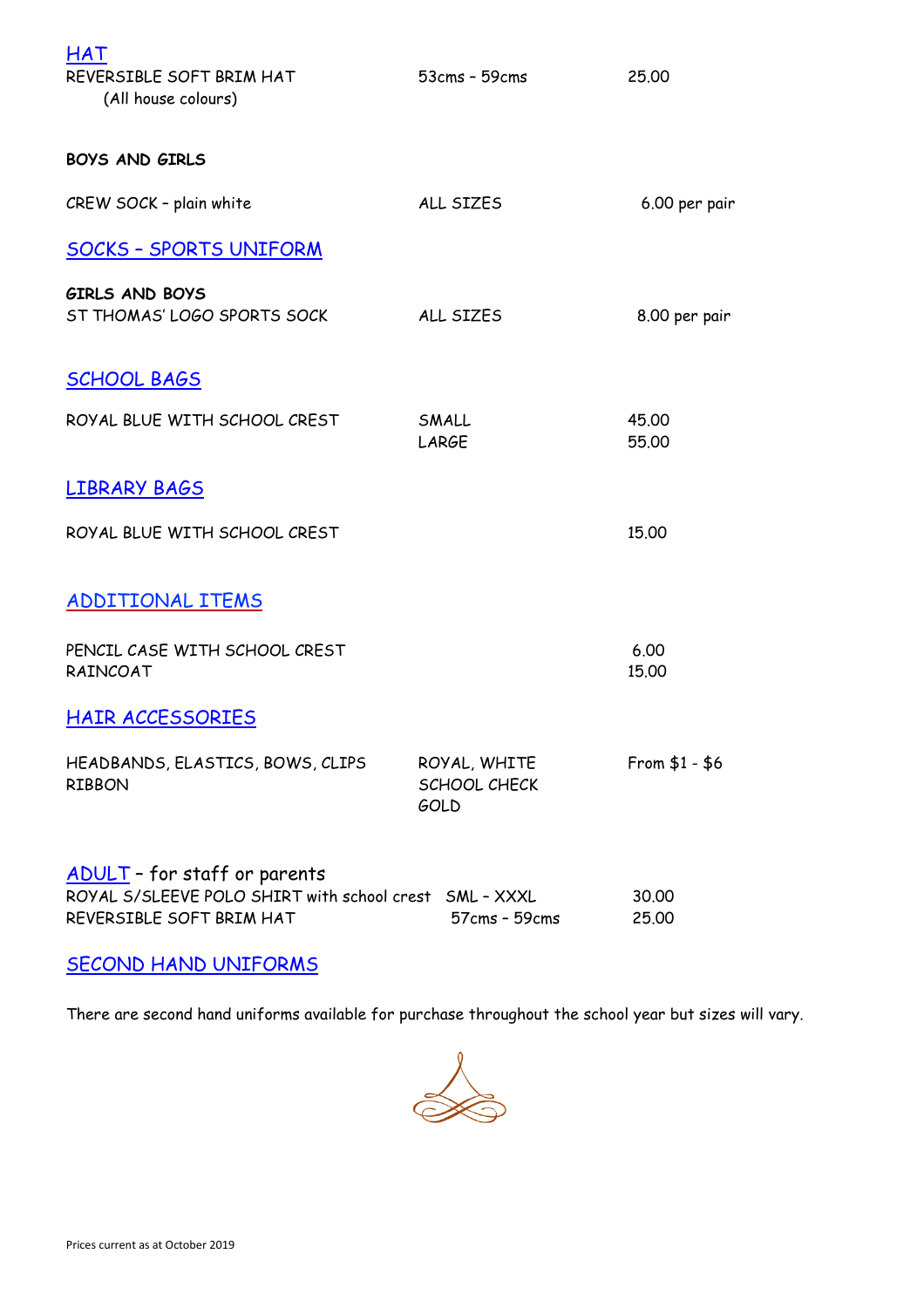## HAT

| | | |
|---|---|---|
| REVERSIBLE SOFT BRIM HAT (All house colours) | 53cms – 59cms | 25.00 |

**BOYS AND GIRLS**

| | | |
|---|---|---|
| CREW SOCK – plain white | ALL SIZES | 6.00 per pair |

## SOCKS – SPORTS UNIFORM

**GIRLS AND BOYS**

| | | |
|---|---|---|
| ST THOMAS' LOGO SPORTS SOCK | ALL SIZES | 8.00 per pair |

## SCHOOL BAGS

| | | |
|---|---|---|
| ROYAL BLUE WITH SCHOOL CREST | SMALL | 45.00 |
| | LARGE | 55.00 |

## LIBRARY BAGS

| | | |
|---|---|---|
| ROYAL BLUE WITH SCHOOL CREST | | 15.00 |

## ADDITIONAL ITEMS

| | | |
|---|---|---|
| PENCIL CASE WITH SCHOOL CREST | | 6.00 |
| RAINCOAT | | 15.00 |

## HAIR ACCESSORIES

| | | |
|---|---|---|
| HEADBANDS, ELASTICS, BOWS, CLIPS RIBBON | ROYAL, WHITE SCHOOL CHECK GOLD | From $1 - $6 |

## ADULT – for staff or parents

| | | |
|---|---|---|
| ROYAL S/SLEEVE POLO SHIRT with school crest | SML – XXXL | 30.00 |
| REVERSIBLE SOFT BRIM HAT | 57cms – 59cms | 25.00 |

## SECOND HAND UNIFORMS

There are second hand uniforms available for purchase throughout the school year but sizes will vary.

Prices current as at October 2019